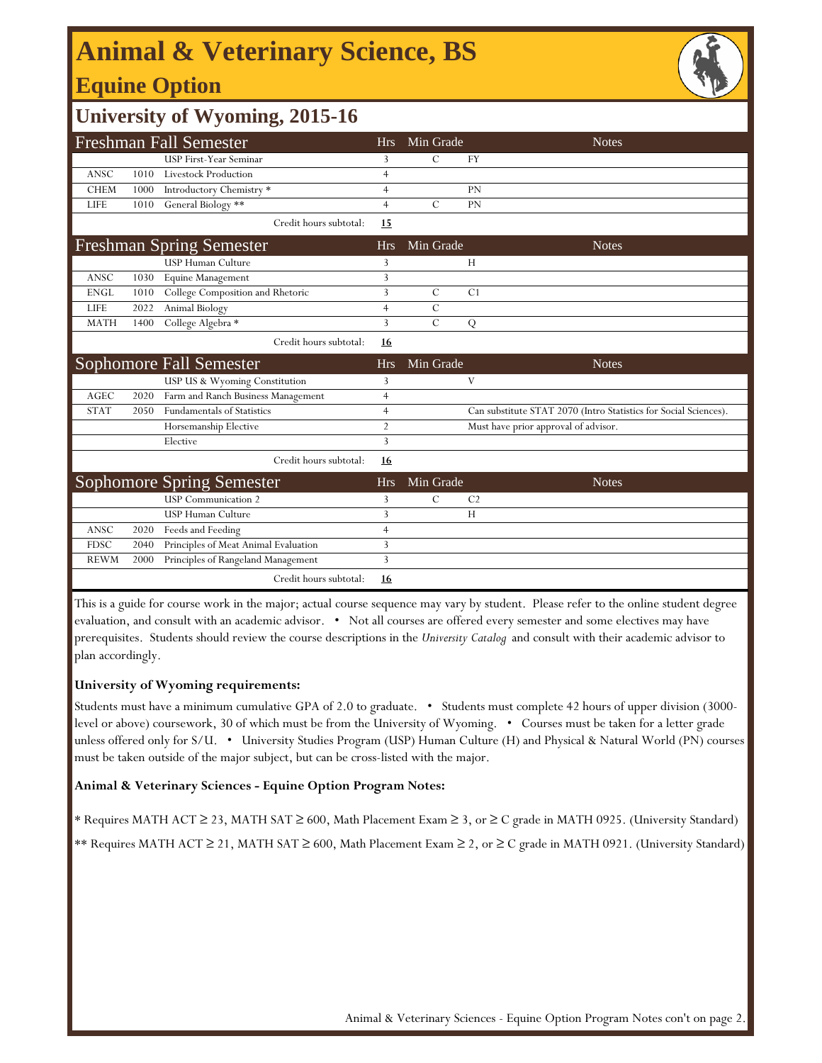# Animal & Veterinary Science, BS

## Equine Option

## University of Wyoming, 2015-16

| Freshman Fall Semester | | | Hrs | Min Grade | Notes |
|---|---|---|---|---|---|
| | | USP First-Year Seminar | 3 | C | FY |
| ANSC | 1010 | Livestock Production | 4 | | |
| CHEM | 1000 | Introductory Chemistry * | 4 | | PN |
| LIFE | 1010 | General Biology ** | 4 | C | PN |
| | | Credit hours subtotal: | **15** | | |

| Freshman Spring Semester | | | Hrs | Min Grade | Notes |
|---|---|---|---|---|---|
| | | USP Human Culture | 3 | | H |
| ANSC | 1030 | Equine Management | 3 | | |
| ENGL | 1010 | College Composition and Rhetoric | 3 | C | C1 |
| LIFE | 2022 | Animal Biology | 4 | C | |
| MATH | 1400 | College Algebra * | 3 | C | Q |
| | | Credit hours subtotal: | **16** | | |

| Sophomore Fall Semester | | | Hrs | Min Grade | Notes |
|---|---|---|---|---|---|
| | | USP US & Wyoming Constitution | 3 | | V |
| AGEC | 2020 | Farm and Ranch Business Management | 4 | | |
| STAT | 2050 | Fundamentals of Statistics | 4 | | Can substitute STAT 2070 (Intro Statistics for Social Sciences). |
| | | Horsemanship Elective | 2 | | Must have prior approval of advisor. |
| | | Elective | 3 | | |
| | | Credit hours subtotal: | **16** | | |

| Sophomore Spring Semester | | | Hrs | Min Grade | Notes |
|---|---|---|---|---|---|
| | | USP Communication 2 | 3 | C | C2 |
| | | USP Human Culture | 3 | | H |
| ANSC | 2020 | Feeds and Feeding | 4 | | |
| FDSC | 2040 | Principles of Meat Animal Evaluation | 3 | | |
| REWM | 2000 | Principles of Rangeland Management | 3 | | |
| | | Credit hours subtotal: | **16** | | |

This is a guide for course work in the major; actual course sequence may vary by student. Please refer to the online student degree evaluation, and consult with an academic advisor. • Not all courses are offered every semester and some electives may have prerequisites. Students should review the course descriptions in the *University Catalog* and consult with their academic advisor to plan accordingly.

**University of Wyoming requirements:**

Students must have a minimum cumulative GPA of 2.0 to graduate. • Students must complete 42 hours of upper division (3000-level or above) coursework, 30 of which must be from the University of Wyoming. • Courses must be taken for a letter grade unless offered only for S/U. • University Studies Program (USP) Human Culture (H) and Physical & Natural World (PN) courses must be taken outside of the major subject, but can be cross-listed with the major.

**Animal & Veterinary Sciences - Equine Option Program Notes:**

* Requires MATH ACT ≥ 23, MATH SAT ≥ 600, Math Placement Exam ≥ 3, or ≥ C grade in MATH 0925. (University Standard)

** Requires MATH ACT ≥ 21, MATH SAT ≥ 600, Math Placement Exam ≥ 2, or ≥ C grade in MATH 0921. (University Standard)

Animal & Veterinary Sciences - Equine Option Program Notes con't on page 2.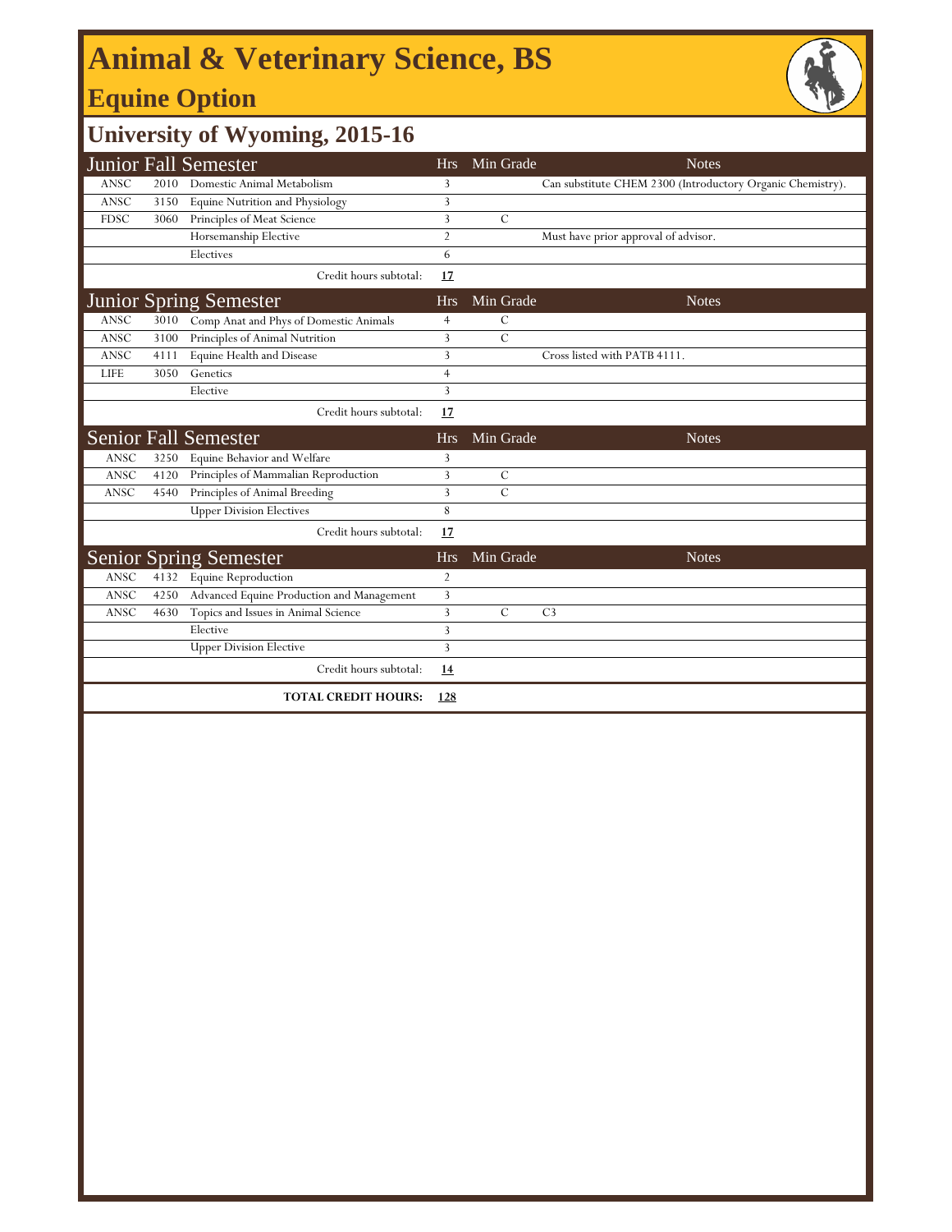# Animal & Veterinary Science, BS

## Equine Option

## University of Wyoming, 2015-16

| Junior Fall Semester | | | Hrs | Min Grade | Notes |
|---|---|---|---|---|---|
| ANSC | 2010 | Domestic Animal Metabolism | 3 | | Can substitute CHEM 2300 (Introductory Organic Chemistry). |
| ANSC | 3150 | Equine Nutrition and Physiology | 3 | | |
| FDSC | 3060 | Principles of Meat Science | 3 | C | |
| | | Horsemanship Elective | 2 | | Must have prior approval of advisor. |
| | | Electives | 6 | | |
| | | Credit hours subtotal: | **17** | | |

| Junior Spring Semester | | | Hrs | Min Grade | Notes |
|---|---|---|---|---|---|
| ANSC | 3010 | Comp Anat and Phys of Domestic Animals | 4 | C | |
| ANSC | 3100 | Principles of Animal Nutrition | 3 | C | |
| ANSC | 4111 | Equine Health and Disease | 3 | | Cross listed with PATB 4111. |
| LIFE | 3050 | Genetics | 4 | | |
| | | Elective | 3 | | |
| | | Credit hours subtotal: | **17** | | |

| Senior Fall Semester | | | Hrs | Min Grade | Notes |
|---|---|---|---|---|---|
| ANSC | 3250 | Equine Behavior and Welfare | 3 | | |
| ANSC | 4120 | Principles of Mammalian Reproduction | 3 | C | |
| ANSC | 4540 | Principles of Animal Breeding | 3 | C | |
| | | Upper Division Electives | 8 | | |
| | | Credit hours subtotal: | **17** | | |

| Senior Spring Semester | | | Hrs | Min Grade | Notes |
|---|---|---|---|---|---|
| ANSC | 4132 | Equine Reproduction | 2 | | |
| ANSC | 4250 | Advanced Equine Production and Management | 3 | | |
| ANSC | 4630 | Topics and Issues in Animal Science | 3 | C | C3 |
| | | Elective | 3 | | |
| | | Upper Division Elective | 3 | | |
| | | Credit hours subtotal: | **14** | | |

| | | | | | |
|---|---|---|---|---|---|
| | | **TOTAL CREDIT HOURS:** | **128** | | |